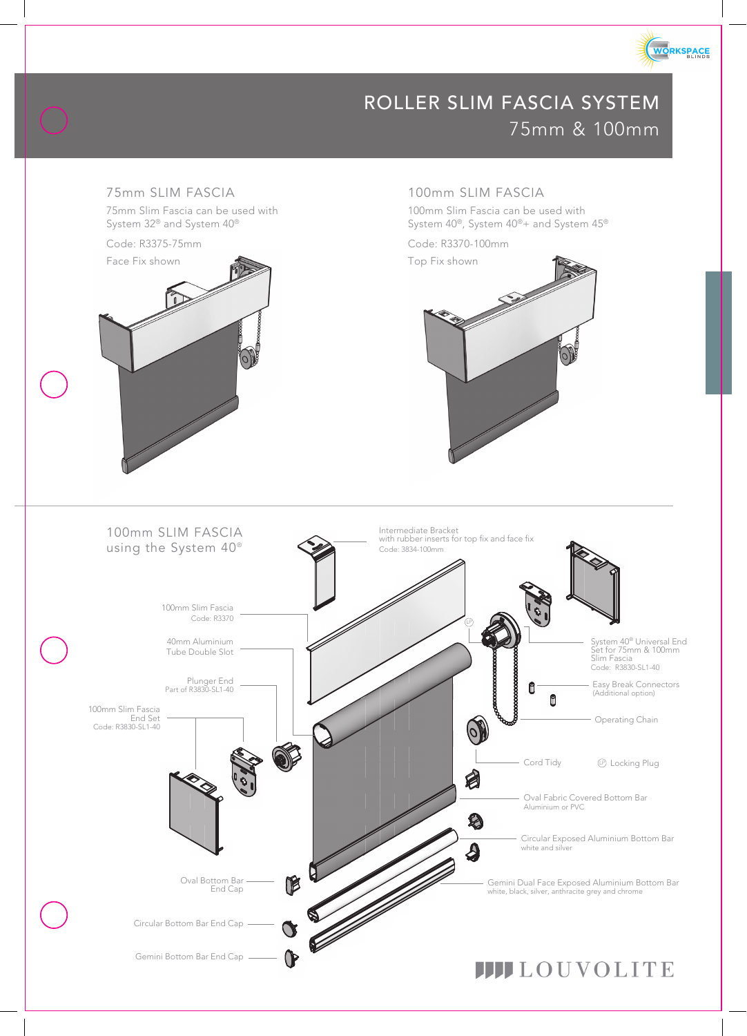# ROLLER SLIM FASCIA SYSTEM

## 75mm & 100mm

### 75mm SLIM FASCIA

75mm Slim Fascia can be used with System 32® and System 40®

Code: R3375-75mm

Face Fix shown

### 100mm SLIM FASCIA

100mm Slim Fascia can be used with System 40®, System 40®+ and System 45®

Code: R3370-100mm

Top Fix shown

### 100mm SLIM FASCIA using the System 40®

Intermediate Bracket
with rubber inserts for top fix and face fix
Code: 3834-100mm

100mm Slim Fascia
Code: R3370

40mm Aluminium Tube Double Slot

Plunger End
Part of R3830-SL1-40

100mm Slim Fascia End Set
Code: R3830-SL1-40

System 40® Universal End Set for 75mm & 100mm Slim Fascia
Code: R3830-SL1-40

Easy Break Connectors
(Additional option)

Operating Chain

Cord Tidy

Locking Plug

Oval Fabric Covered Bottom Bar
Aluminium or PVC

Circular Exposed Aluminium Bottom Bar
white and silver

Gemini Dual Face Exposed Aluminium Bottom Bar
white, black, silver, anthracite grey and chrome

Oval Bottom Bar End Cap

Circular Bottom Bar End Cap

Gemini Bottom Bar End Cap

LOUVOLITE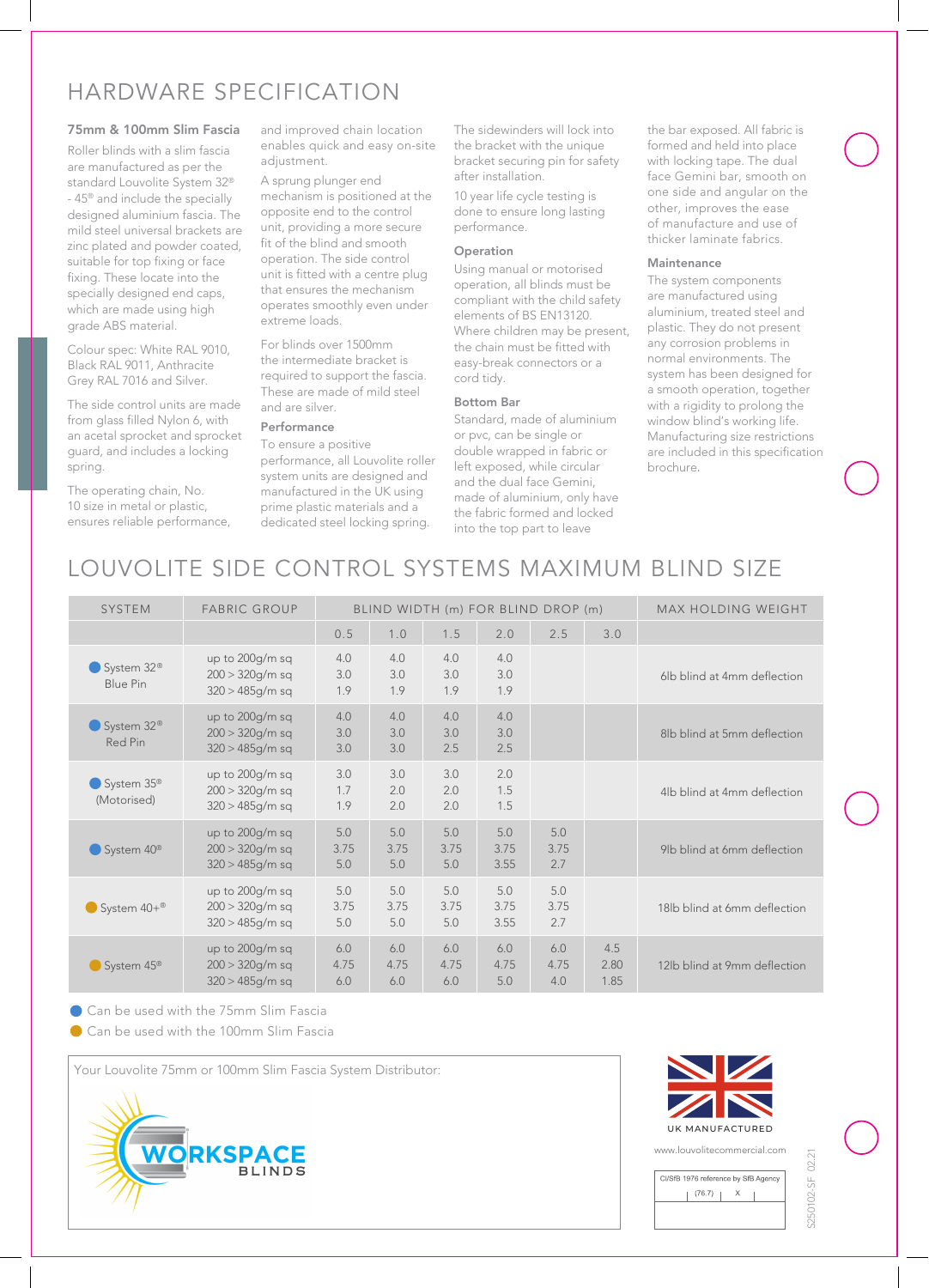# HARDWARE SPECIFICATION

### 75mm & 100mm Slim Fascia

Roller blinds with a slim fascia are manufactured as per the standard Louvolite System 32® - 45® and include the specially designed aluminium fascia. The mild steel universal brackets are zinc plated and powder coated, suitable for top fixing or face fixing. These locate into the specially designed end caps, which are made using high grade ABS material.

Colour spec: White RAL 9010, Black RAL 9011, Anthracite Grey RAL 7016 and Silver.

The side control units are made from glass filled Nylon 6, with an acetal sprocket and sprocket guard, and includes a locking spring.

The operating chain, No. 10 size in metal or plastic, ensures reliable performance, and improved chain location enables quick and easy on-site adjustment.

A sprung plunger end mechanism is positioned at the opposite end to the control unit, providing a more secure fit of the blind and smooth operation. The side control unit is fitted with a centre plug that ensures the mechanism operates smoothly even under extreme loads.

For blinds over 1500mm the intermediate bracket is required to support the fascia. These are made of mild steel and are silver.

### Performance

To ensure a positive performance, all Louvolite roller system units are designed and manufactured in the UK using prime plastic materials and a dedicated steel locking spring. The sidewinders will lock into the bracket with the unique bracket securing pin for safety after installation.

10 year life cycle testing is done to ensure long lasting performance.

### Operation

Using manual or motorised operation, all blinds must be compliant with the child safety elements of BS EN13120. Where children may be present, the chain must be fitted with easy-break connectors or a cord tidy.

### Bottom Bar

Standard, made of aluminium or pvc, can be single or double wrapped in fabric or left exposed, while circular and the dual face Gemini, made of aluminium, only have the fabric formed and locked into the top part to leave the bar exposed. All fabric is formed and held into place with locking tape. The dual face Gemini bar, smooth on one side and angular on the other, improves the ease of manufacture and use of thicker laminate fabrics.

### Maintenance

The system components are manufactured using aluminium, treated steel and plastic. They do not present any corrosion problems in normal environments. The system has been designed for a smooth operation, together with a rigidity to prolong the window blind's working life. Manufacturing size restrictions are included in this specification brochure.

# LOUVOLITE SIDE CONTROL SYSTEMS MAXIMUM BLIND SIZE

| SYSTEM | FABRIC GROUP | BLIND WIDTH (m) FOR BLIND DROP (m) | | | | | | MAX HOLDING WEIGHT |
|---|---|---|---|---|---|---|---|---|
| | | 0.5 | 1.0 | 1.5 | 2.0 | 2.5 | 3.0 | |
| ● System 32® Blue Pin | up to 200g/m sq<br>200 > 320g/m sq<br>320 > 485g/m sq | 4.0<br>3.0<br>1.9 | 4.0<br>3.0<br>1.9 | 4.0<br>3.0<br>1.9 | 4.0<br>3.0<br>1.9 | | | 6lb blind at 4mm deflection |
| ● System 32® Red Pin | up to 200g/m sq<br>200 > 320g/m sq<br>320 > 485g/m sq | 4.0<br>3.0<br>3.0 | 4.0<br>3.0<br>3.0 | 4.0<br>3.0<br>2.5 | 4.0<br>3.0<br>2.5 | | | 8lb blind at 5mm deflection |
| ● System 35® (Motorised) | up to 200g/m sq<br>200 > 320g/m sq<br>320 > 485g/m sq | 3.0<br>1.7<br>1.9 | 3.0<br>2.0<br>2.0 | 3.0<br>2.0<br>2.0 | 2.0<br>1.5<br>1.5 | | | 4lb blind at 4mm deflection |
| ● System 40® | up to 200g/m sq<br>200 > 320g/m sq<br>320 > 485g/m sq | 5.0<br>3.75<br>5.0 | 5.0<br>3.75<br>5.0 | 5.0<br>3.75<br>5.0 | 5.0<br>3.75<br>3.55 | 5.0<br>3.75<br>2.7 | | 9lb blind at 6mm deflection |
| ● System 40+® | up to 200g/m sq<br>200 > 320g/m sq<br>320 > 485g/m sq | 5.0<br>3.75<br>5.0 | 5.0<br>3.75<br>5.0 | 5.0<br>3.75<br>5.0 | 5.0<br>3.75<br>3.55 | 5.0<br>3.75<br>2.7 | | 18lb blind at 6mm deflection |
| ● System 45® | up to 200g/m sq<br>200 > 320g/m sq<br>320 > 485g/m sq | 6.0<br>4.75<br>6.0 | 6.0<br>4.75<br>6.0 | 6.0<br>4.75<br>6.0 | 6.0<br>4.75<br>5.0 | 6.0<br>4.75<br>4.0 | 4.5<br>2.80<br>1.85 | 12lb blind at 9mm deflection |

● Can be used with the 75mm Slim Fascia (Systems 32®, 35®, 40®)

● Can be used with the 100mm Slim Fascia (Systems 40+®, 45®)

Your Louvolite 75mm or 100mm Slim Fascia System Distributor:

WORKSPACE BLINDS

UK MANUFACTURED

www.louvolitecommercial.com

CI/SfB 1976 reference by SfB Agency

(76.7) | X

S250102-SF 02.21